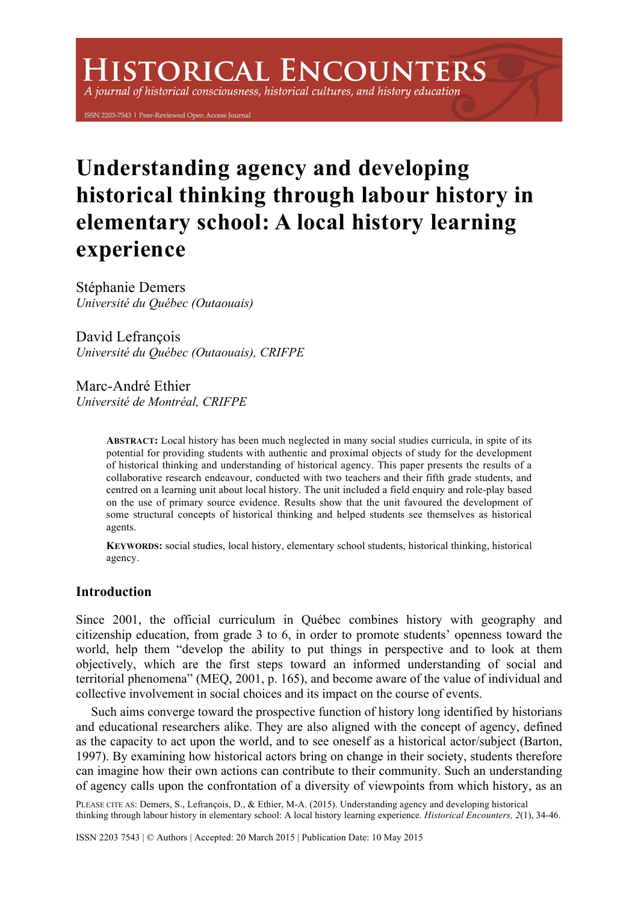# Understanding agency and developing historical thinking through labour history in elementary school: A local history learning experience

Stéphanie Demers
*Université du Québec (Outaouais)*

David Lefrançois
*Université du Québec (Outaouais), CRIFPE*

Marc-André Ethier
*Université de Montréal, CRIFPE*

**ABSTRACT:** Local history has been much neglected in many social studies curricula, in spite of its potential for providing students with authentic and proximal objects of study for the development of historical thinking and understanding of historical agency. This paper presents the results of a collaborative research endeavour, conducted with two teachers and their fifth grade students, and centred on a learning unit about local history. The unit included a field enquiry and role-play based on the use of primary source evidence. Results show that the unit favoured the development of some structural concepts of historical thinking and helped students see themselves as historical agents.

**KEYWORDS:** social studies, local history, elementary school students, historical thinking, historical agency.

## Introduction

Since 2001, the official curriculum in Québec combines history with geography and citizenship education, from grade 3 to 6, in order to promote students' openness toward the world, help them "develop the ability to put things in perspective and to look at them objectively, which are the first steps toward an informed understanding of social and territorial phenomena" (MEQ, 2001, p. 165), and become aware of the value of individual and collective involvement in social choices and its impact on the course of events.

Such aims converge toward the prospective function of history long identified by historians and educational researchers alike. They are also aligned with the concept of agency, defined as the capacity to act upon the world, and to see oneself as a historical actor/subject (Barton, 1997). By examining how historical actors bring on change in their society, students therefore can imagine how their own actions can contribute to their community. Such an understanding of agency calls upon the confrontation of a diversity of viewpoints from which history, as an

PLEASE CITE AS: Demers, S., Lefrançois, D., & Ethier, M-A. (2015). Understanding agency and developing historical thinking through labour history in elementary school: A local history learning experience. *Historical Encounters, 2*(1), 34-46.

ISSN 2203 7543 | © Authors | Accepted: 20 March 2015 | Publication Date: 10 May 2015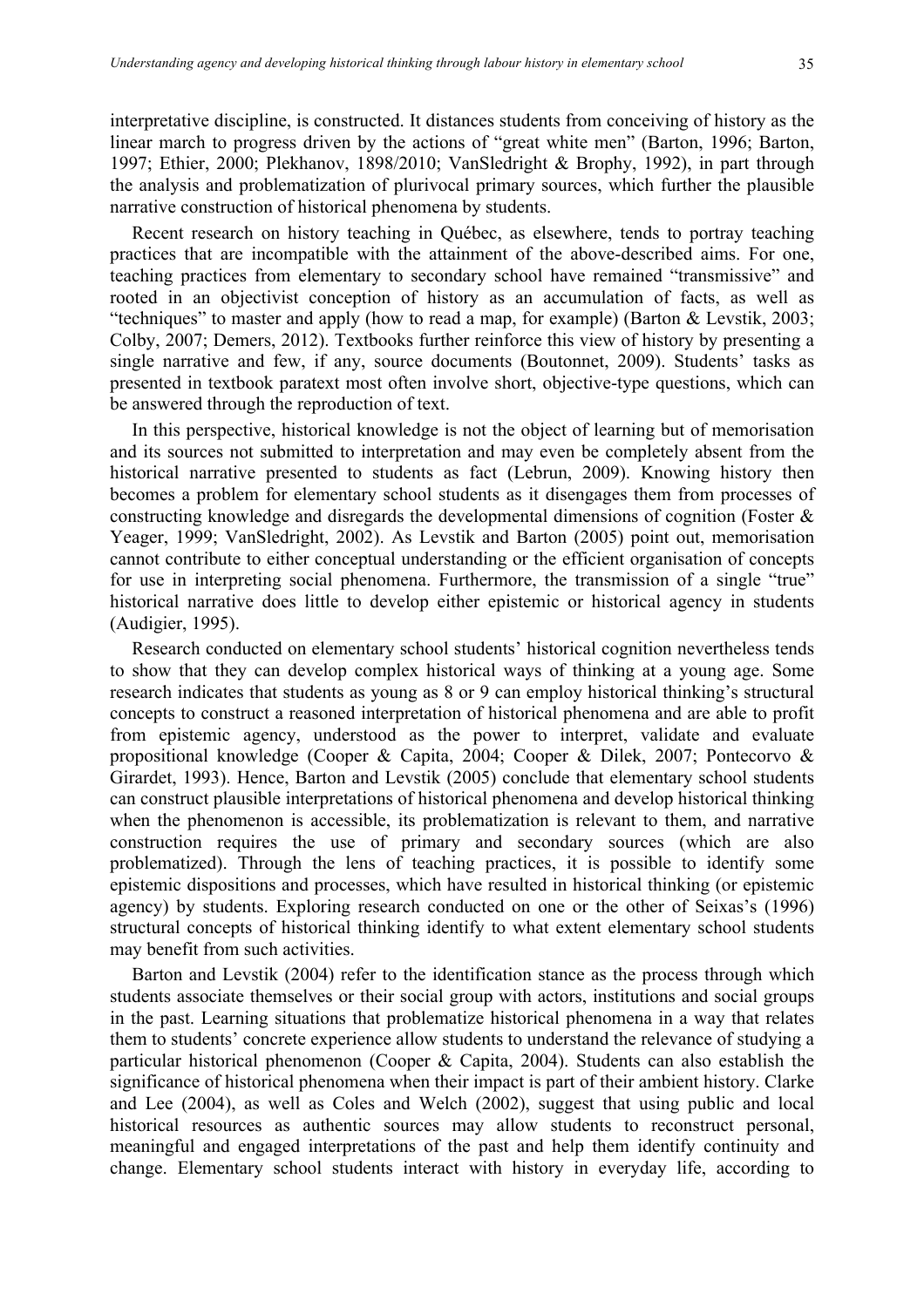interpretative discipline, is constructed. It distances students from conceiving of history as the linear march to progress driven by the actions of "great white men" (Barton, 1996; Barton, 1997; Ethier, 2000; Plekhanov, 1898/2010; VanSledright & Brophy, 1992), in part through the analysis and problematization of plurivocal primary sources, which further the plausible narrative construction of historical phenomena by students.

Recent research on history teaching in Québec, as elsewhere, tends to portray teaching practices that are incompatible with the attainment of the above-described aims. For one, teaching practices from elementary to secondary school have remained "transmissive" and rooted in an objectivist conception of history as an accumulation of facts, as well as "techniques" to master and apply (how to read a map, for example) (Barton & Levstik, 2003; Colby, 2007; Demers, 2012). Textbooks further reinforce this view of history by presenting a single narrative and few, if any, source documents (Boutonnet, 2009). Students' tasks as presented in textbook paratext most often involve short, objective-type questions, which can be answered through the reproduction of text.

In this perspective, historical knowledge is not the object of learning but of memorisation and its sources not submitted to interpretation and may even be completely absent from the historical narrative presented to students as fact (Lebrun, 2009). Knowing history then becomes a problem for elementary school students as it disengages them from processes of constructing knowledge and disregards the developmental dimensions of cognition (Foster & Yeager, 1999; VanSledright, 2002). As Levstik and Barton (2005) point out, memorisation cannot contribute to either conceptual understanding or the efficient organisation of concepts for use in interpreting social phenomena. Furthermore, the transmission of a single "true" historical narrative does little to develop either epistemic or historical agency in students (Audigier, 1995).

Research conducted on elementary school students' historical cognition nevertheless tends to show that they can develop complex historical ways of thinking at a young age. Some research indicates that students as young as 8 or 9 can employ historical thinking's structural concepts to construct a reasoned interpretation of historical phenomena and are able to profit from epistemic agency, understood as the power to interpret, validate and evaluate propositional knowledge (Cooper & Capita, 2004; Cooper & Dilek, 2007; Pontecorvo & Girardet, 1993). Hence, Barton and Levstik (2005) conclude that elementary school students can construct plausible interpretations of historical phenomena and develop historical thinking when the phenomenon is accessible, its problematization is relevant to them, and narrative construction requires the use of primary and secondary sources (which are also problematized). Through the lens of teaching practices, it is possible to identify some epistemic dispositions and processes, which have resulted in historical thinking (or epistemic agency) by students. Exploring research conducted on one or the other of Seixas's (1996) structural concepts of historical thinking identify to what extent elementary school students may benefit from such activities.

Barton and Levstik (2004) refer to the identification stance as the process through which students associate themselves or their social group with actors, institutions and social groups in the past. Learning situations that problematize historical phenomena in a way that relates them to students' concrete experience allow students to understand the relevance of studying a particular historical phenomenon (Cooper & Capita, 2004). Students can also establish the significance of historical phenomena when their impact is part of their ambient history. Clarke and Lee (2004), as well as Coles and Welch (2002), suggest that using public and local historical resources as authentic sources may allow students to reconstruct personal, meaningful and engaged interpretations of the past and help them identify continuity and change. Elementary school students interact with history in everyday life, according to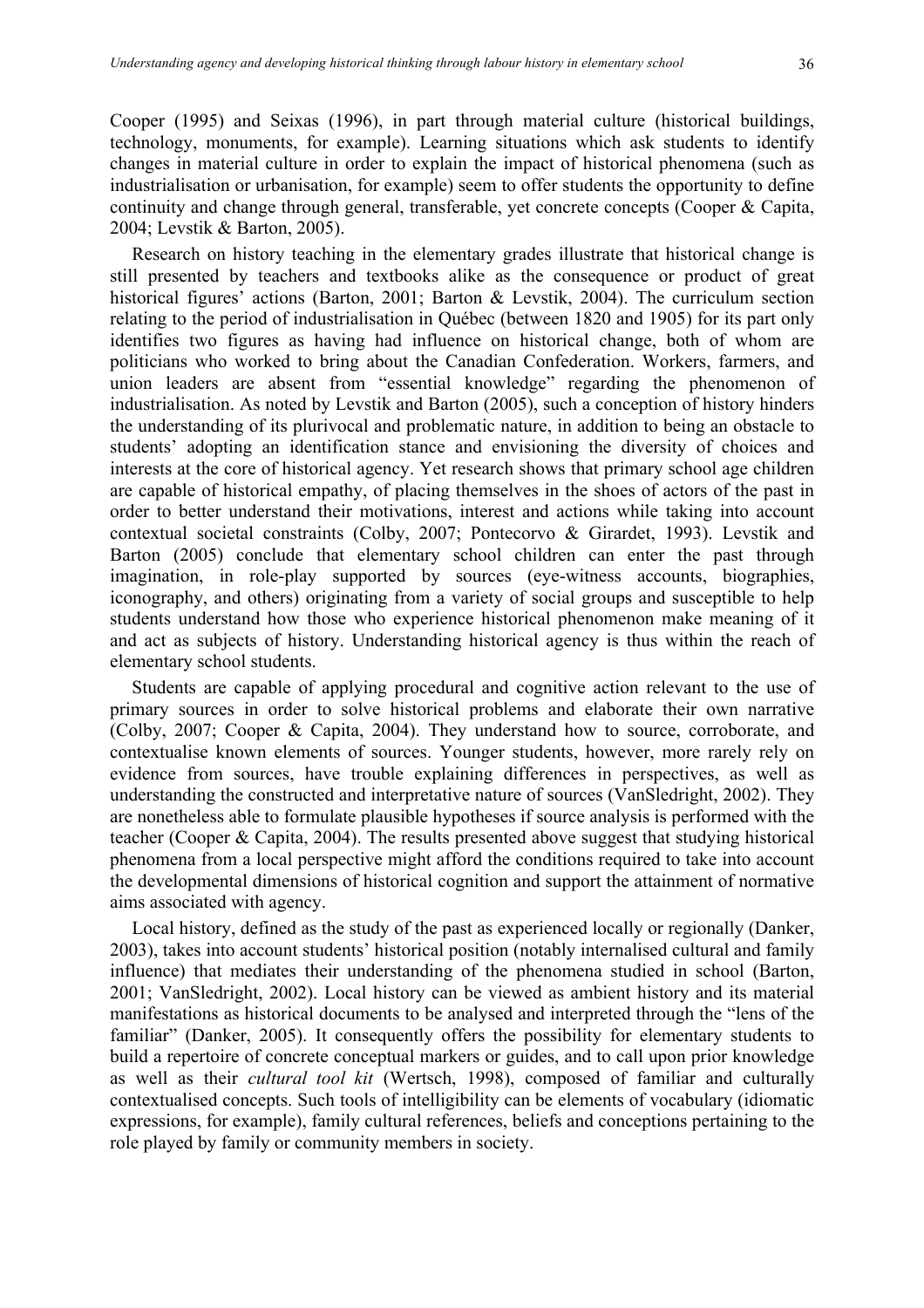Cooper (1995) and Seixas (1996), in part through material culture (historical buildings, technology, monuments, for example). Learning situations which ask students to identify changes in material culture in order to explain the impact of historical phenomena (such as industrialisation or urbanisation, for example) seem to offer students the opportunity to define continuity and change through general, transferable, yet concrete concepts (Cooper & Capita, 2004; Levstik & Barton, 2005).

Research on history teaching in the elementary grades illustrate that historical change is still presented by teachers and textbooks alike as the consequence or product of great historical figures' actions (Barton, 2001; Barton & Levstik, 2004). The curriculum section relating to the period of industrialisation in Québec (between 1820 and 1905) for its part only identifies two figures as having had influence on historical change, both of whom are politicians who worked to bring about the Canadian Confederation. Workers, farmers, and union leaders are absent from "essential knowledge" regarding the phenomenon of industrialisation. As noted by Levstik and Barton (2005), such a conception of history hinders the understanding of its plurivocal and problematic nature, in addition to being an obstacle to students' adopting an identification stance and envisioning the diversity of choices and interests at the core of historical agency. Yet research shows that primary school age children are capable of historical empathy, of placing themselves in the shoes of actors of the past in order to better understand their motivations, interest and actions while taking into account contextual societal constraints (Colby, 2007; Pontecorvo & Girardet, 1993). Levstik and Barton (2005) conclude that elementary school children can enter the past through imagination, in role-play supported by sources (eye-witness accounts, biographies, iconography, and others) originating from a variety of social groups and susceptible to help students understand how those who experience historical phenomenon make meaning of it and act as subjects of history. Understanding historical agency is thus within the reach of elementary school students.

Students are capable of applying procedural and cognitive action relevant to the use of primary sources in order to solve historical problems and elaborate their own narrative (Colby, 2007; Cooper & Capita, 2004). They understand how to source, corroborate, and contextualise known elements of sources. Younger students, however, more rarely rely on evidence from sources, have trouble explaining differences in perspectives, as well as understanding the constructed and interpretative nature of sources (VanSledright, 2002). They are nonetheless able to formulate plausible hypotheses if source analysis is performed with the teacher (Cooper & Capita, 2004). The results presented above suggest that studying historical phenomena from a local perspective might afford the conditions required to take into account the developmental dimensions of historical cognition and support the attainment of normative aims associated with agency.

Local history, defined as the study of the past as experienced locally or regionally (Danker, 2003), takes into account students' historical position (notably internalised cultural and family influence) that mediates their understanding of the phenomena studied in school (Barton, 2001; VanSledright, 2002). Local history can be viewed as ambient history and its material manifestations as historical documents to be analysed and interpreted through the "lens of the familiar" (Danker, 2005). It consequently offers the possibility for elementary students to build a repertoire of concrete conceptual markers or guides, and to call upon prior knowledge as well as their *cultural tool kit* (Wertsch, 1998), composed of familiar and culturally contextualised concepts. Such tools of intelligibility can be elements of vocabulary (idiomatic expressions, for example), family cultural references, beliefs and conceptions pertaining to the role played by family or community members in society.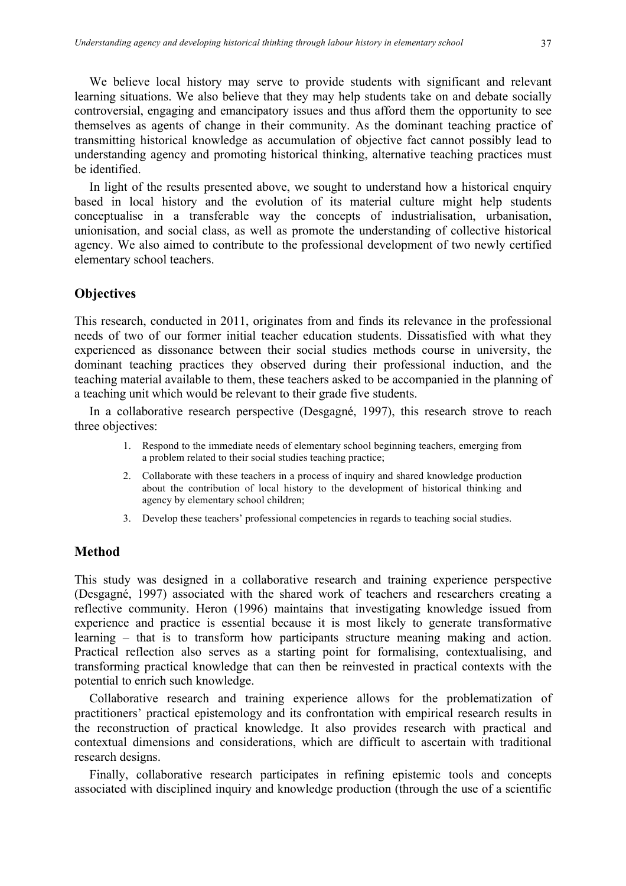We believe local history may serve to provide students with significant and relevant learning situations. We also believe that they may help students take on and debate socially controversial, engaging and emancipatory issues and thus afford them the opportunity to see themselves as agents of change in their community. As the dominant teaching practice of transmitting historical knowledge as accumulation of objective fact cannot possibly lead to understanding agency and promoting historical thinking, alternative teaching practices must be identified.

In light of the results presented above, we sought to understand how a historical enquiry based in local history and the evolution of its material culture might help students conceptualise in a transferable way the concepts of industrialisation, urbanisation, unionisation, and social class, as well as promote the understanding of collective historical agency. We also aimed to contribute to the professional development of two newly certified elementary school teachers.

## Objectives

This research, conducted in 2011, originates from and finds its relevance in the professional needs of two of our former initial teacher education students. Dissatisfied with what they experienced as dissonance between their social studies methods course in university, the dominant teaching practices they observed during their professional induction, and the teaching material available to them, these teachers asked to be accompanied in the planning of a teaching unit which would be relevant to their grade five students.

In a collaborative research perspective (Desgagné, 1997), this research strove to reach three objectives:

1. Respond to the immediate needs of elementary school beginning teachers, emerging from a problem related to their social studies teaching practice;
2. Collaborate with these teachers in a process of inquiry and shared knowledge production about the contribution of local history to the development of historical thinking and agency by elementary school children;
3. Develop these teachers' professional competencies in regards to teaching social studies.

## Method

This study was designed in a collaborative research and training experience perspective (Desgagné, 1997) associated with the shared work of teachers and researchers creating a reflective community. Heron (1996) maintains that investigating knowledge issued from experience and practice is essential because it is most likely to generate transformative learning – that is to transform how participants structure meaning making and action. Practical reflection also serves as a starting point for formalising, contextualising, and transforming practical knowledge that can then be reinvested in practical contexts with the potential to enrich such knowledge.

Collaborative research and training experience allows for the problematization of practitioners' practical epistemology and its confrontation with empirical research results in the reconstruction of practical knowledge. It also provides research with practical and contextual dimensions and considerations, which are difficult to ascertain with traditional research designs.

Finally, collaborative research participates in refining epistemic tools and concepts associated with disciplined inquiry and knowledge production (through the use of a scientific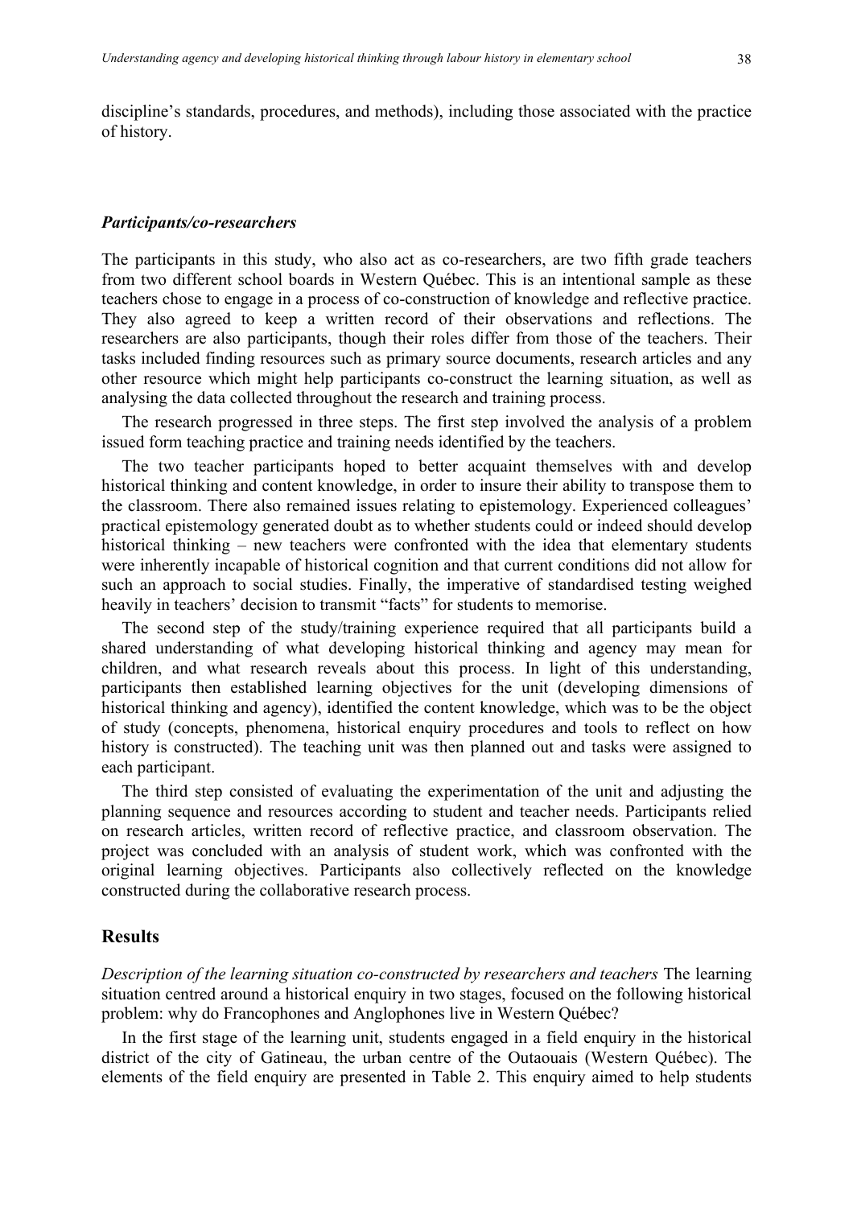discipline's standards, procedures, and methods), including those associated with the practice of history.

### *Participants/co-researchers*

The participants in this study, who also act as co-researchers, are two fifth grade teachers from two different school boards in Western Québec. This is an intentional sample as these teachers chose to engage in a process of co-construction of knowledge and reflective practice. They also agreed to keep a written record of their observations and reflections. The researchers are also participants, though their roles differ from those of the teachers. Their tasks included finding resources such as primary source documents, research articles and any other resource which might help participants co-construct the learning situation, as well as analysing the data collected throughout the research and training process.

The research progressed in three steps. The first step involved the analysis of a problem issued form teaching practice and training needs identified by the teachers.

The two teacher participants hoped to better acquaint themselves with and develop historical thinking and content knowledge, in order to insure their ability to transpose them to the classroom. There also remained issues relating to epistemology. Experienced colleagues' practical epistemology generated doubt as to whether students could or indeed should develop historical thinking – new teachers were confronted with the idea that elementary students were inherently incapable of historical cognition and that current conditions did not allow for such an approach to social studies. Finally, the imperative of standardised testing weighed heavily in teachers' decision to transmit "facts" for students to memorise.

The second step of the study/training experience required that all participants build a shared understanding of what developing historical thinking and agency may mean for children, and what research reveals about this process. In light of this understanding, participants then established learning objectives for the unit (developing dimensions of historical thinking and agency), identified the content knowledge, which was to be the object of study (concepts, phenomena, historical enquiry procedures and tools to reflect on how history is constructed). The teaching unit was then planned out and tasks were assigned to each participant.

The third step consisted of evaluating the experimentation of the unit and adjusting the planning sequence and resources according to student and teacher needs. Participants relied on research articles, written record of reflective practice, and classroom observation. The project was concluded with an analysis of student work, which was confronted with the original learning objectives. Participants also collectively reflected on the knowledge constructed during the collaborative research process.

## Results

*Description of the learning situation co-constructed by researchers and teachers* The learning situation centred around a historical enquiry in two stages, focused on the following historical problem: why do Francophones and Anglophones live in Western Québec?

In the first stage of the learning unit, students engaged in a field enquiry in the historical district of the city of Gatineau, the urban centre of the Outaouais (Western Québec). The elements of the field enquiry are presented in Table 2. This enquiry aimed to help students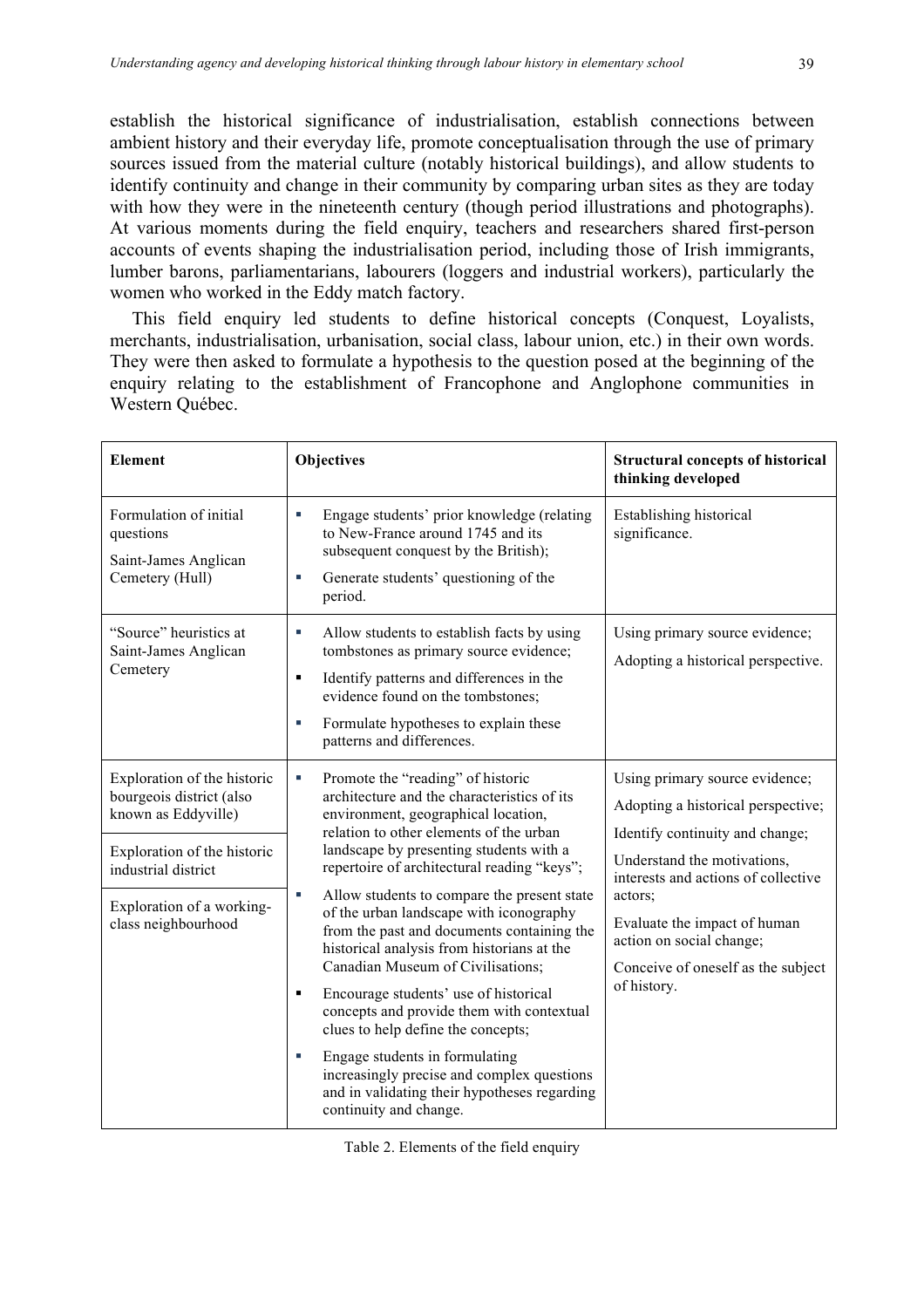establish the historical significance of industrialisation, establish connections between ambient history and their everyday life, promote conceptualisation through the use of primary sources issued from the material culture (notably historical buildings), and allow students to identify continuity and change in their community by comparing urban sites as they are today with how they were in the nineteenth century (though period illustrations and photographs). At various moments during the field enquiry, teachers and researchers shared first-person accounts of events shaping the industrialisation period, including those of Irish immigrants, lumber barons, parliamentarians, labourers (loggers and industrial workers), particularly the women who worked in the Eddy match factory.

This field enquiry led students to define historical concepts (Conquest, Loyalists, merchants, industrialisation, urbanisation, social class, labour union, etc.) in their own words. They were then asked to formulate a hypothesis to the question posed at the beginning of the enquiry relating to the establishment of Francophone and Anglophone communities in Western Québec.

| Element | Objectives | Structural concepts of historical thinking developed |
| --- | --- | --- |
| Formulation of initial questions<br>Saint-James Anglican Cemetery (Hull) | ▪ Engage students' prior knowledge (relating to New-France around 1745 and its subsequent conquest by the British);<br>▪ Generate students' questioning of the period. | Establishing historical significance. |
| "Source" heuristics at Saint-James Anglican Cemetery | ▪ Allow students to establish facts by using tombstones as primary source evidence;<br>▪ Identify patterns and differences in the evidence found on the tombstones;<br>▪ Formulate hypotheses to explain these patterns and differences. | Using primary source evidence;<br>Adopting a historical perspective. |
| Exploration of the historic bourgeois district (also known as Eddyville)<br>Exploration of the historic industrial district<br>Exploration of a working-class neighbourhood | ▪ Promote the "reading" of historic architecture and the characteristics of its environment, geographical location, relation to other elements of the urban landscape by presenting students with a repertoire of architectural reading "keys";<br>▪ Allow students to compare the present state of the urban landscape with iconography from the past and documents containing the historical analysis from historians at the Canadian Museum of Civilisations;<br>▪ Encourage students' use of historical concepts and provide them with contextual clues to help define the concepts;<br>▪ Engage students in formulating increasingly precise and complex questions and in validating their hypotheses regarding continuity and change. | Using primary source evidence;<br>Adopting a historical perspective;<br>Identify continuity and change;<br>Understand the motivations, interests and actions of collective actors;<br>Evaluate the impact of human action on social change;<br>Conceive of oneself as the subject of history. |

Table 2. Elements of the field enquiry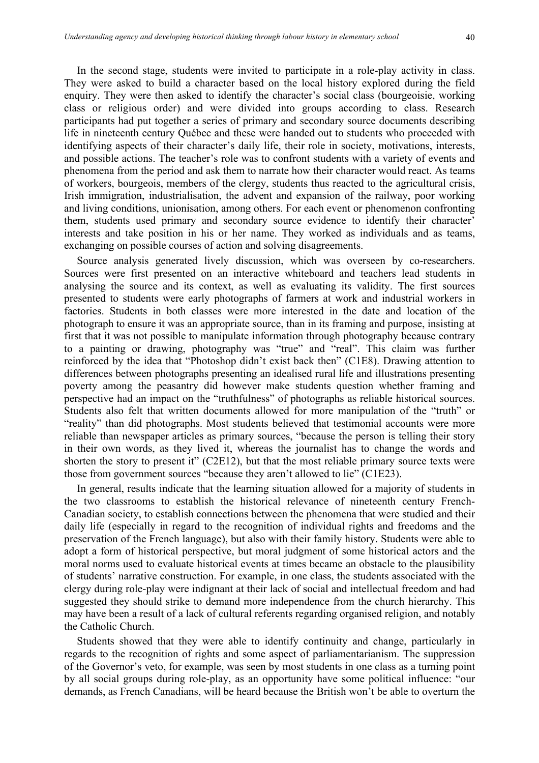In the second stage, students were invited to participate in a role-play activity in class. They were asked to build a character based on the local history explored during the field enquiry. They were then asked to identify the character's social class (bourgeoisie, working class or religious order) and were divided into groups according to class. Research participants had put together a series of primary and secondary source documents describing life in nineteenth century Québec and these were handed out to students who proceeded with identifying aspects of their character's daily life, their role in society, motivations, interests, and possible actions. The teacher's role was to confront students with a variety of events and phenomena from the period and ask them to narrate how their character would react. As teams of workers, bourgeois, members of the clergy, students thus reacted to the agricultural crisis, Irish immigration, industrialisation, the advent and expansion of the railway, poor working and living conditions, unionisation, among others. For each event or phenomenon confronting them, students used primary and secondary source evidence to identify their character' interests and take position in his or her name. They worked as individuals and as teams, exchanging on possible courses of action and solving disagreements.

Source analysis generated lively discussion, which was overseen by co-researchers. Sources were first presented on an interactive whiteboard and teachers lead students in analysing the source and its context, as well as evaluating its validity. The first sources presented to students were early photographs of farmers at work and industrial workers in factories. Students in both classes were more interested in the date and location of the photograph to ensure it was an appropriate source, than in its framing and purpose, insisting at first that it was not possible to manipulate information through photography because contrary to a painting or drawing, photography was "true" and "real". This claim was further reinforced by the idea that "Photoshop didn't exist back then" (C1E8). Drawing attention to differences between photographs presenting an idealised rural life and illustrations presenting poverty among the peasantry did however make students question whether framing and perspective had an impact on the "truthfulness" of photographs as reliable historical sources. Students also felt that written documents allowed for more manipulation of the "truth" or "reality" than did photographs. Most students believed that testimonial accounts were more reliable than newspaper articles as primary sources, "because the person is telling their story in their own words, as they lived it, whereas the journalist has to change the words and shorten the story to present it" (C2E12), but that the most reliable primary source texts were those from government sources "because they aren't allowed to lie" (C1E23).

In general, results indicate that the learning situation allowed for a majority of students in the two classrooms to establish the historical relevance of nineteenth century French-Canadian society, to establish connections between the phenomena that were studied and their daily life (especially in regard to the recognition of individual rights and freedoms and the preservation of the French language), but also with their family history. Students were able to adopt a form of historical perspective, but moral judgment of some historical actors and the moral norms used to evaluate historical events at times became an obstacle to the plausibility of students' narrative construction. For example, in one class, the students associated with the clergy during role-play were indignant at their lack of social and intellectual freedom and had suggested they should strike to demand more independence from the church hierarchy. This may have been a result of a lack of cultural referents regarding organised religion, and notably the Catholic Church.

Students showed that they were able to identify continuity and change, particularly in regards to the recognition of rights and some aspect of parliamentarianism. The suppression of the Governor's veto, for example, was seen by most students in one class as a turning point by all social groups during role-play, as an opportunity have some political influence: "our demands, as French Canadians, will be heard because the British won't be able to overturn the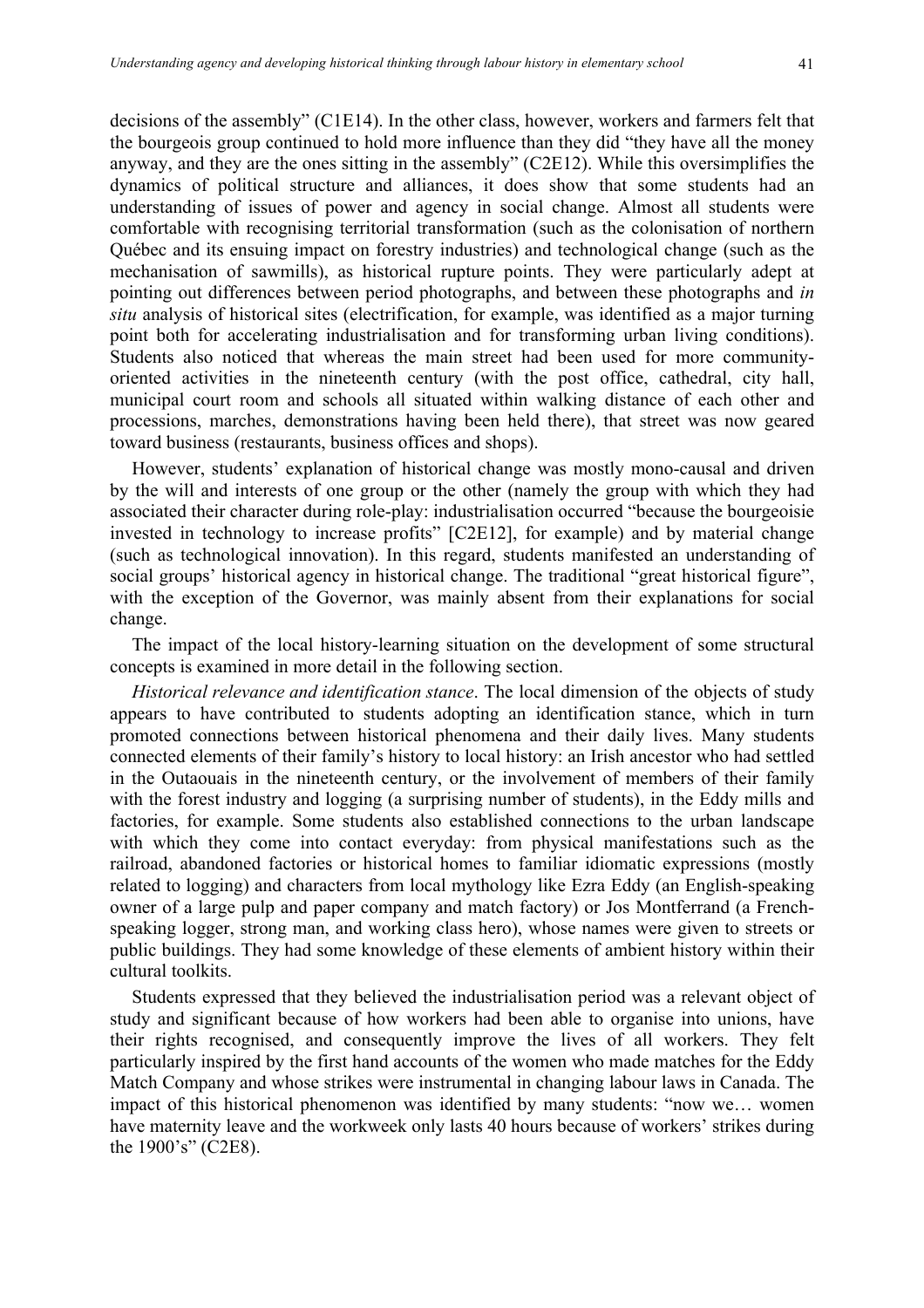decisions of the assembly" (C1E14). In the other class, however, workers and farmers felt that the bourgeois group continued to hold more influence than they did "they have all the money anyway, and they are the ones sitting in the assembly" (C2E12). While this oversimplifies the dynamics of political structure and alliances, it does show that some students had an understanding of issues of power and agency in social change. Almost all students were comfortable with recognising territorial transformation (such as the colonisation of northern Québec and its ensuing impact on forestry industries) and technological change (such as the mechanisation of sawmills), as historical rupture points. They were particularly adept at pointing out differences between period photographs, and between these photographs and *in situ* analysis of historical sites (electrification, for example, was identified as a major turning point both for accelerating industrialisation and for transforming urban living conditions). Students also noticed that whereas the main street had been used for more community-oriented activities in the nineteenth century (with the post office, cathedral, city hall, municipal court room and schools all situated within walking distance of each other and processions, marches, demonstrations having been held there), that street was now geared toward business (restaurants, business offices and shops).

However, students' explanation of historical change was mostly mono-causal and driven by the will and interests of one group or the other (namely the group with which they had associated their character during role-play: industrialisation occurred "because the bourgeoisie invested in technology to increase profits" [C2E12], for example) and by material change (such as technological innovation). In this regard, students manifested an understanding of social groups' historical agency in historical change. The traditional "great historical figure", with the exception of the Governor, was mainly absent from their explanations for social change.

The impact of the local history-learning situation on the development of some structural concepts is examined in more detail in the following section.

*Historical relevance and identification stance*. The local dimension of the objects of study appears to have contributed to students adopting an identification stance, which in turn promoted connections between historical phenomena and their daily lives. Many students connected elements of their family's history to local history: an Irish ancestor who had settled in the Outaouais in the nineteenth century, or the involvement of members of their family with the forest industry and logging (a surprising number of students), in the Eddy mills and factories, for example. Some students also established connections to the urban landscape with which they come into contact everyday: from physical manifestations such as the railroad, abandoned factories or historical homes to familiar idiomatic expressions (mostly related to logging) and characters from local mythology like Ezra Eddy (an English-speaking owner of a large pulp and paper company and match factory) or Jos Montferrand (a French-speaking logger, strong man, and working class hero), whose names were given to streets or public buildings. They had some knowledge of these elements of ambient history within their cultural toolkits.

Students expressed that they believed the industrialisation period was a relevant object of study and significant because of how workers had been able to organise into unions, have their rights recognised, and consequently improve the lives of all workers. They felt particularly inspired by the first hand accounts of the women who made matches for the Eddy Match Company and whose strikes were instrumental in changing labour laws in Canada. The impact of this historical phenomenon was identified by many students: "now we… women have maternity leave and the workweek only lasts 40 hours because of workers' strikes during the 1900's" (C2E8).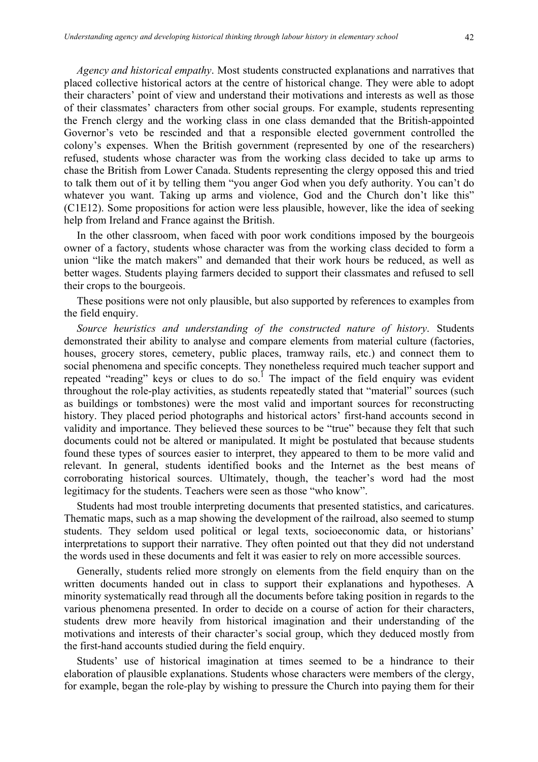*Agency and historical empathy*. Most students constructed explanations and narratives that placed collective historical actors at the centre of historical change. They were able to adopt their characters' point of view and understand their motivations and interests as well as those of their classmates' characters from other social groups. For example, students representing the French clergy and the working class in one class demanded that the British-appointed Governor's veto be rescinded and that a responsible elected government controlled the colony's expenses. When the British government (represented by one of the researchers) refused, students whose character was from the working class decided to take up arms to chase the British from Lower Canada. Students representing the clergy opposed this and tried to talk them out of it by telling them "you anger God when you defy authority. You can't do whatever you want. Taking up arms and violence, God and the Church don't like this" (C1E12). Some propositions for action were less plausible, however, like the idea of seeking help from Ireland and France against the British.

In the other classroom, when faced with poor work conditions imposed by the bourgeois owner of a factory, students whose character was from the working class decided to form a union "like the match makers" and demanded that their work hours be reduced, as well as better wages. Students playing farmers decided to support their classmates and refused to sell their crops to the bourgeois.

These positions were not only plausible, but also supported by references to examples from the field enquiry.

*Source heuristics and understanding of the constructed nature of history*. Students demonstrated their ability to analyse and compare elements from material culture (factories, houses, grocery stores, cemetery, public places, tramway rails, etc.) and connect them to social phenomena and specific concepts. They nonetheless required much teacher support and repeated "reading" keys or clues to do so.[1] The impact of the field enquiry was evident throughout the role-play activities, as students repeatedly stated that "material" sources (such as buildings or tombstones) were the most valid and important sources for reconstructing history. They placed period photographs and historical actors' first-hand accounts second in validity and importance. They believed these sources to be "true" because they felt that such documents could not be altered or manipulated. It might be postulated that because students found these types of sources easier to interpret, they appeared to them to be more valid and relevant. In general, students identified books and the Internet as the best means of corroborating historical sources. Ultimately, though, the teacher's word had the most legitimacy for the students. Teachers were seen as those "who know".

Students had most trouble interpreting documents that presented statistics, and caricatures. Thematic maps, such as a map showing the development of the railroad, also seemed to stump students. They seldom used political or legal texts, socioeconomic data, or historians' interpretations to support their narrative. They often pointed out that they did not understand the words used in these documents and felt it was easier to rely on more accessible sources.

Generally, students relied more strongly on elements from the field enquiry than on the written documents handed out in class to support their explanations and hypotheses. A minority systematically read through all the documents before taking position in regards to the various phenomena presented. In order to decide on a course of action for their characters, students drew more heavily from historical imagination and their understanding of the motivations and interests of their character's social group, which they deduced mostly from the first-hand accounts studied during the field enquiry.

Students' use of historical imagination at times seemed to be a hindrance to their elaboration of plausible explanations. Students whose characters were members of the clergy, for example, began the role-play by wishing to pressure the Church into paying them for their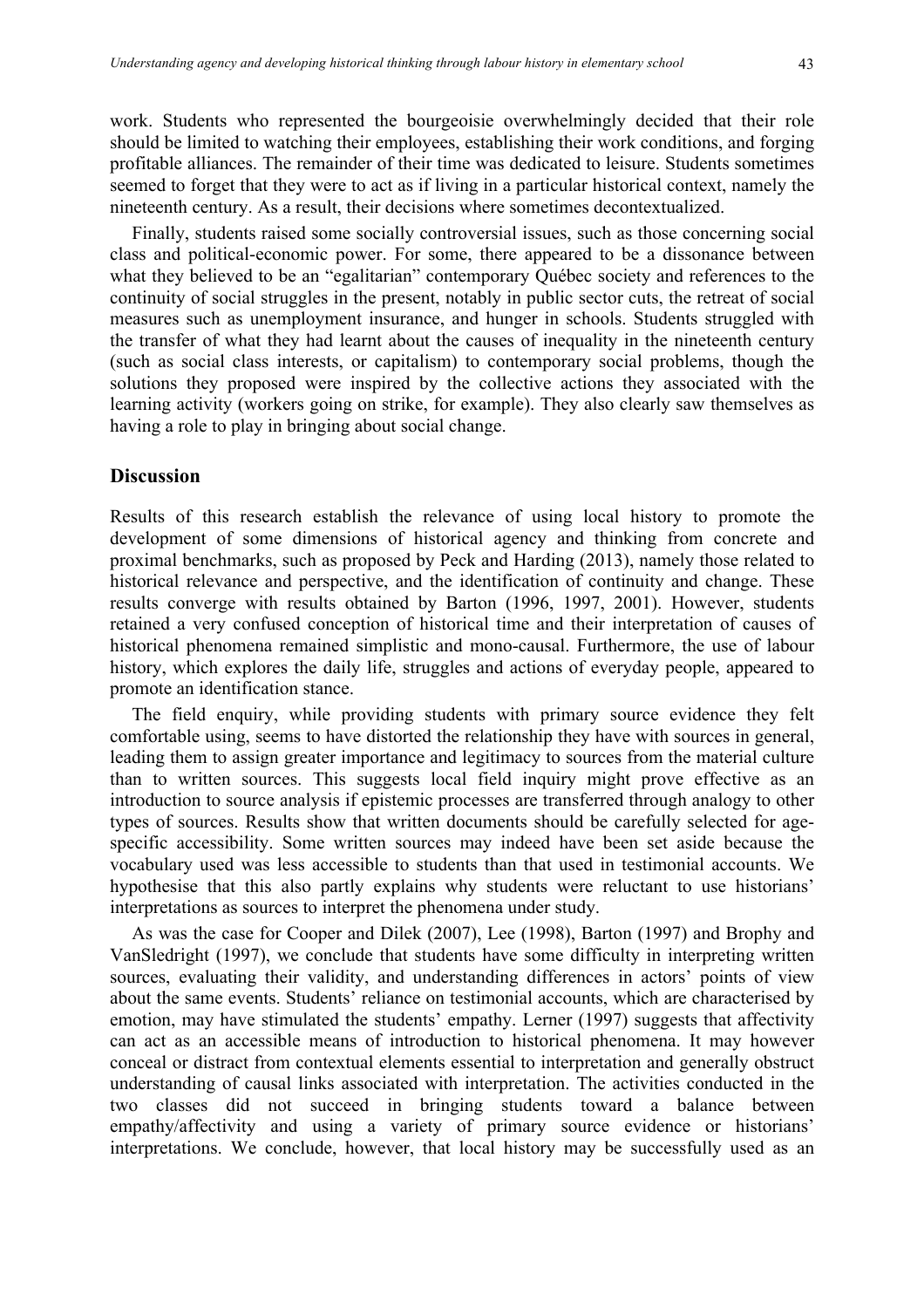work. Students who represented the bourgeoisie overwhelmingly decided that their role should be limited to watching their employees, establishing their work conditions, and forging profitable alliances. The remainder of their time was dedicated to leisure. Students sometimes seemed to forget that they were to act as if living in a particular historical context, namely the nineteenth century. As a result, their decisions where sometimes decontextualized.

Finally, students raised some socially controversial issues, such as those concerning social class and political-economic power. For some, there appeared to be a dissonance between what they believed to be an "egalitarian" contemporary Québec society and references to the continuity of social struggles in the present, notably in public sector cuts, the retreat of social measures such as unemployment insurance, and hunger in schools. Students struggled with the transfer of what they had learnt about the causes of inequality in the nineteenth century (such as social class interests, or capitalism) to contemporary social problems, though the solutions they proposed were inspired by the collective actions they associated with the learning activity (workers going on strike, for example). They also clearly saw themselves as having a role to play in bringing about social change.

## Discussion

Results of this research establish the relevance of using local history to promote the development of some dimensions of historical agency and thinking from concrete and proximal benchmarks, such as proposed by Peck and Harding (2013), namely those related to historical relevance and perspective, and the identification of continuity and change. These results converge with results obtained by Barton (1996, 1997, 2001). However, students retained a very confused conception of historical time and their interpretation of causes of historical phenomena remained simplistic and mono-causal. Furthermore, the use of labour history, which explores the daily life, struggles and actions of everyday people, appeared to promote an identification stance.

The field enquiry, while providing students with primary source evidence they felt comfortable using, seems to have distorted the relationship they have with sources in general, leading them to assign greater importance and legitimacy to sources from the material culture than to written sources. This suggests local field inquiry might prove effective as an introduction to source analysis if epistemic processes are transferred through analogy to other types of sources. Results show that written documents should be carefully selected for age-specific accessibility. Some written sources may indeed have been set aside because the vocabulary used was less accessible to students than that used in testimonial accounts. We hypothesise that this also partly explains why students were reluctant to use historians' interpretations as sources to interpret the phenomena under study.

As was the case for Cooper and Dilek (2007), Lee (1998), Barton (1997) and Brophy and VanSledright (1997), we conclude that students have some difficulty in interpreting written sources, evaluating their validity, and understanding differences in actors' points of view about the same events. Students' reliance on testimonial accounts, which are characterised by emotion, may have stimulated the students' empathy. Lerner (1997) suggests that affectivity can act as an accessible means of introduction to historical phenomena. It may however conceal or distract from contextual elements essential to interpretation and generally obstruct understanding of causal links associated with interpretation. The activities conducted in the two classes did not succeed in bringing students toward a balance between empathy/affectivity and using a variety of primary source evidence or historians' interpretations. We conclude, however, that local history may be successfully used as an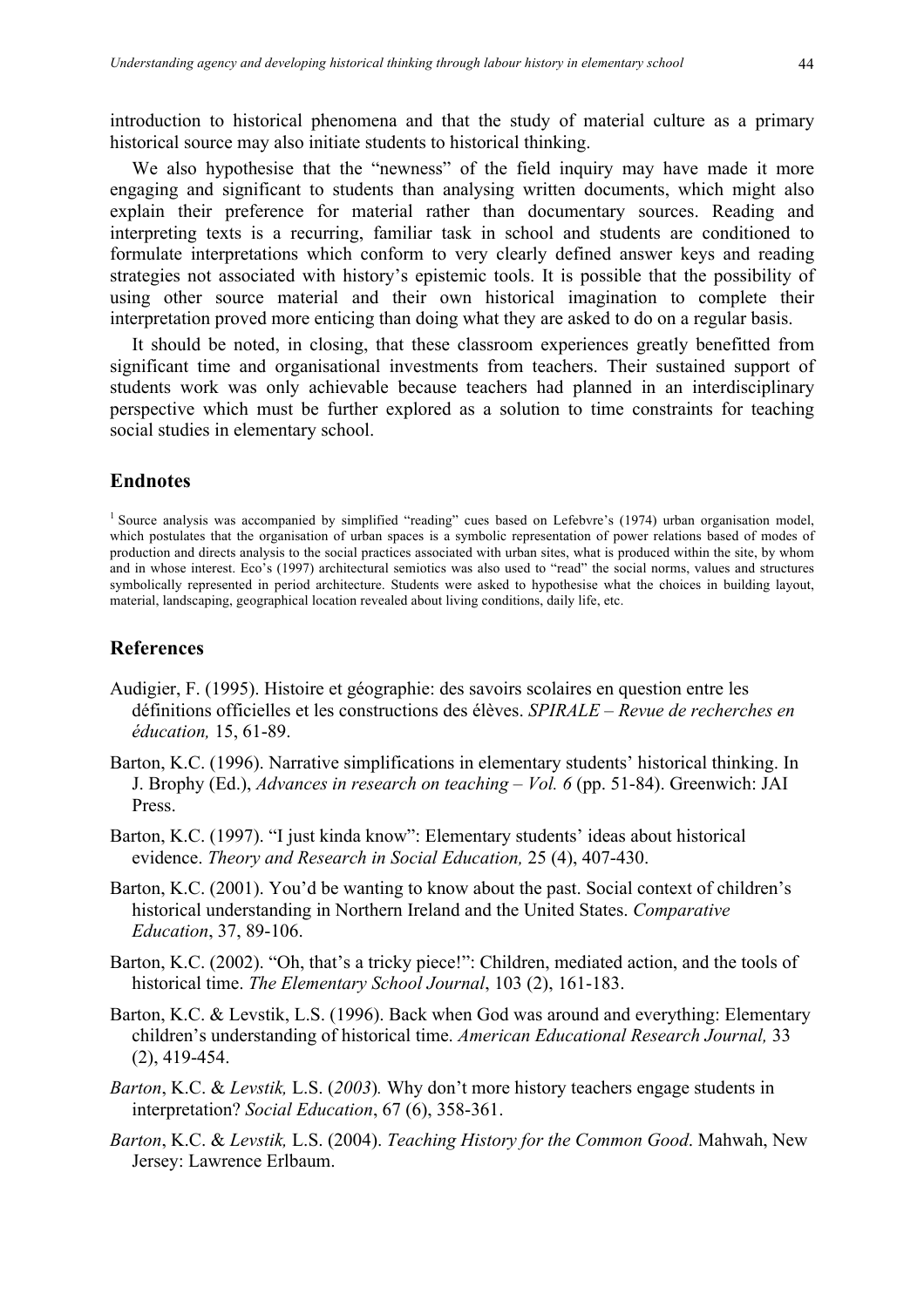introduction to historical phenomena and that the study of material culture as a primary historical source may also initiate students to historical thinking.

We also hypothesise that the "newness" of the field inquiry may have made it more engaging and significant to students than analysing written documents, which might also explain their preference for material rather than documentary sources. Reading and interpreting texts is a recurring, familiar task in school and students are conditioned to formulate interpretations which conform to very clearly defined answer keys and reading strategies not associated with history's epistemic tools. It is possible that the possibility of using other source material and their own historical imagination to complete their interpretation proved more enticing than doing what they are asked to do on a regular basis.

It should be noted, in closing, that these classroom experiences greatly benefitted from significant time and organisational investments from teachers. Their sustained support of students work was only achievable because teachers had planned in an interdisciplinary perspective which must be further explored as a solution to time constraints for teaching social studies in elementary school.

## Endnotes

[1] Source analysis was accompanied by simplified "reading" cues based on Lefebvre's (1974) urban organisation model, which postulates that the organisation of urban spaces is a symbolic representation of power relations based of modes of production and directs analysis to the social practices associated with urban sites, what is produced within the site, by whom and in whose interest. Eco's (1997) architectural semiotics was also used to "read" the social norms, values and structures symbolically represented in period architecture. Students were asked to hypothesise what the choices in building layout, material, landscaping, geographical location revealed about living conditions, daily life, etc.

## References

Audigier, F. (1995). Histoire et géographie: des savoirs scolaires en question entre les définitions officielles et les constructions des élèves. *SPIRALE – Revue de recherches en éducation,* 15, 61-89.

Barton, K.C. (1996). Narrative simplifications in elementary students' historical thinking. In J. Brophy (Ed.), *Advances in research on teaching – Vol. 6* (pp. 51-84). Greenwich: JAI Press.

Barton, K.C. (1997). "I just kinda know": Elementary students' ideas about historical evidence. *Theory and Research in Social Education,* 25 (4), 407-430.

Barton, K.C. (2001). You'd be wanting to know about the past. Social context of children's historical understanding in Northern Ireland and the United States. *Comparative Education*, 37, 89-106.

Barton, K.C. (2002). "Oh, that's a tricky piece!": Children, mediated action, and the tools of historical time. *The Elementary School Journal*, 103 (2), 161-183.

Barton, K.C. & Levstik, L.S. (1996). Back when God was around and everything: Elementary children's understanding of historical time. *American Educational Research Journal,* 33 (2), 419-454.

*Barton*, K.C. & *Levstik,* L.S. (*2003*)*.* Why don't more history teachers engage students in interpretation? *Social Education*, 67 (6), 358-361.

*Barton*, K.C. & *Levstik,* L.S. (2004). *Teaching History for the Common Good*. Mahwah, New Jersey: Lawrence Erlbaum.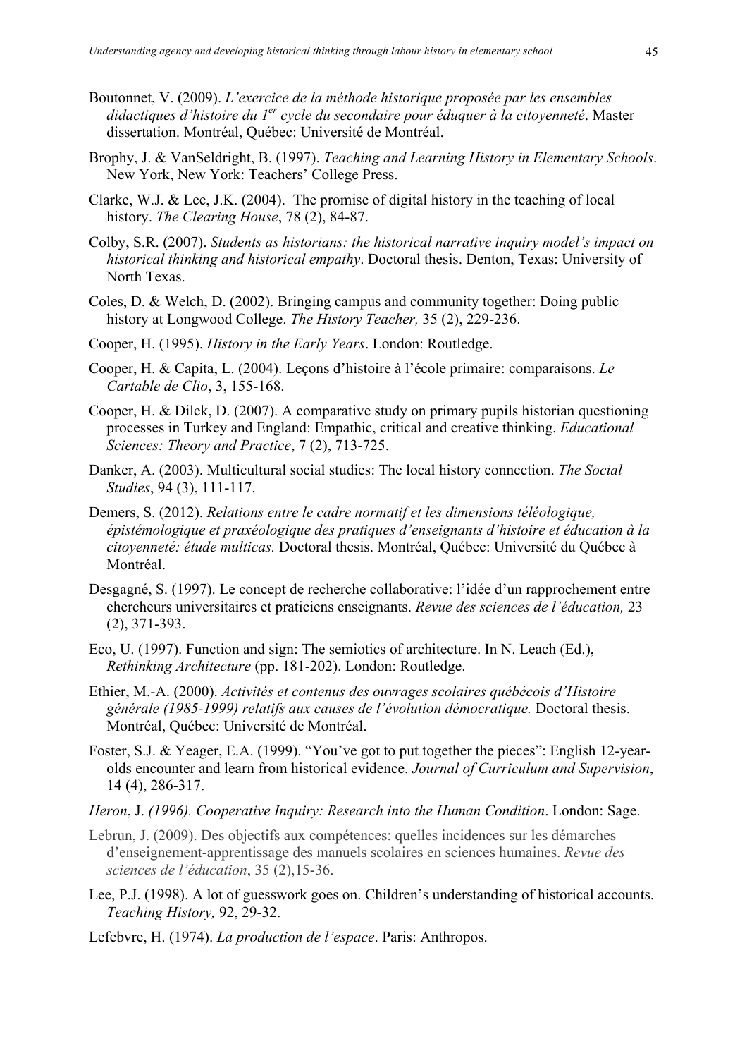Boutonnet, V. (2009). *L'exercice de la méthode historique proposée par les ensembles didactiques d'histoire du 1er cycle du secondaire pour éduquer à la citoyenneté*. Master dissertation. Montréal, Québec: Université de Montréal.

Brophy, J. & VanSeldright, B. (1997). *Teaching and Learning History in Elementary Schools*. New York, New York: Teachers' College Press.

Clarke, W.J. & Lee, J.K. (2004). The promise of digital history in the teaching of local history. *The Clearing House*, 78 (2), 84-87.

Colby, S.R. (2007). *Students as historians: the historical narrative inquiry model's impact on historical thinking and historical empathy*. Doctoral thesis. Denton, Texas: University of North Texas.

Coles, D. & Welch, D. (2002). Bringing campus and community together: Doing public history at Longwood College. *The History Teacher,* 35 (2), 229-236.

Cooper, H. (1995). *History in the Early Years*. London: Routledge.

Cooper, H. & Capita, L. (2004). Leçons d'histoire à l'école primaire: comparaisons. *Le Cartable de Clio*, 3, 155-168.

Cooper, H. & Dilek, D. (2007). A comparative study on primary pupils historian questioning processes in Turkey and England: Empathic, critical and creative thinking. *Educational Sciences: Theory and Practice*, 7 (2), 713-725.

Danker, A. (2003). Multicultural social studies: The local history connection. *The Social Studies*, 94 (3), 111-117.

Demers, S. (2012). *Relations entre le cadre normatif et les dimensions téléologique, épistémologique et praxéologique des pratiques d'enseignants d'histoire et éducation à la citoyenneté: étude multicas.* Doctoral thesis. Montréal, Québec: Université du Québec à Montréal.

Desgagné, S. (1997). Le concept de recherche collaborative: l'idée d'un rapprochement entre chercheurs universitaires et praticiens enseignants. *Revue des sciences de l'éducation,* 23 (2), 371-393.

Eco, U. (1997). Function and sign: The semiotics of architecture. In N. Leach (Ed.), *Rethinking Architecture* (pp. 181-202). London: Routledge.

Ethier, M.-A. (2000). *Activités et contenus des ouvrages scolaires québécois d'Histoire générale (1985-1999) relatifs aux causes de l'évolution démocratique.* Doctoral thesis. Montréal, Québec: Université de Montréal.

Foster, S.J. & Yeager, E.A. (1999). "You've got to put together the pieces": English 12-year-olds encounter and learn from historical evidence. *Journal of Curriculum and Supervision*, 14 (4), 286-317.

*Heron*, J. *(1996). Cooperative Inquiry: Research into the Human Condition*. London: Sage.

Lebrun, J. (2009). Des objectifs aux compétences: quelles incidences sur les démarches d'enseignement-apprentissage des manuels scolaires en sciences humaines. *Revue des sciences de l'éducation*, 35 (2),15-36.

Lee, P.J. (1998). A lot of guesswork goes on. Children's understanding of historical accounts. *Teaching History,* 92, 29-32.

Lefebvre, H. (1974). *La production de l'espace*. Paris: Anthropos.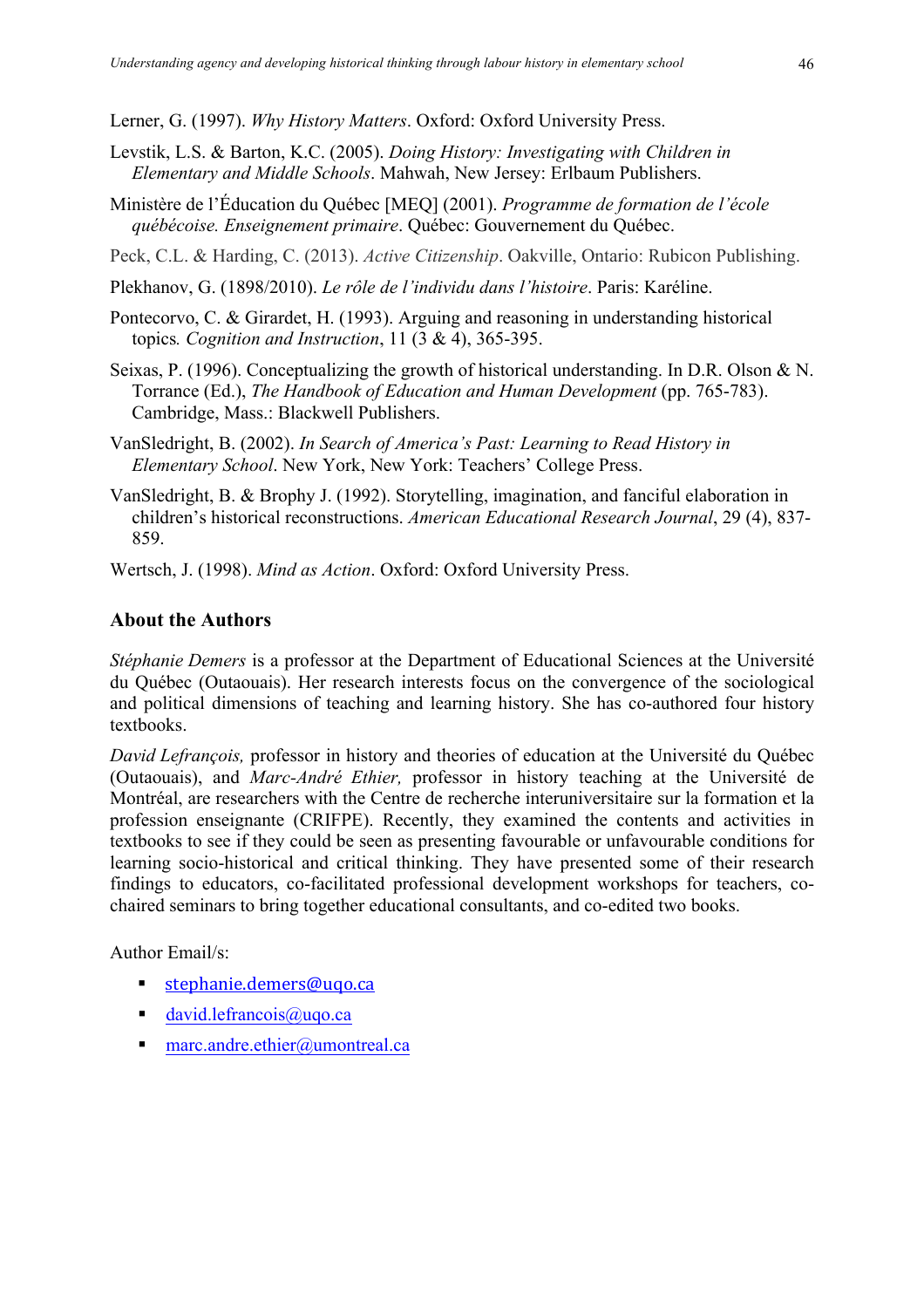Lerner, G. (1997). *Why History Matters*. Oxford: Oxford University Press.

Levstik, L.S. & Barton, K.C. (2005). *Doing History: Investigating with Children in Elementary and Middle Schools*. Mahwah, New Jersey: Erlbaum Publishers.

Ministère de l'Éducation du Québec [MEQ] (2001). *Programme de formation de l'école québécoise. Enseignement primaire*. Québec: Gouvernement du Québec.

Peck, C.L. & Harding, C. (2013). *Active Citizenship*. Oakville, Ontario: Rubicon Publishing.

Plekhanov, G. (1898/2010). *Le rôle de l'individu dans l'histoire*. Paris: Karéline.

Pontecorvo, C. & Girardet, H. (1993). Arguing and reasoning in understanding historical topics*. Cognition and Instruction*, 11 (3 & 4), 365-395.

Seixas, P. (1996). Conceptualizing the growth of historical understanding. In D.R. Olson & N. Torrance (Ed.), *The Handbook of Education and Human Development* (pp. 765-783). Cambridge, Mass.: Blackwell Publishers.

VanSledright, B. (2002). *In Search of America's Past: Learning to Read History in Elementary School*. New York, New York: Teachers' College Press.

VanSledright, B. & Brophy J. (1992). Storytelling, imagination, and fanciful elaboration in children's historical reconstructions. *American Educational Research Journal*, 29 (4), 837-859.

Wertsch, J. (1998). *Mind as Action*. Oxford: Oxford University Press.

## About the Authors

*Stéphanie Demers* is a professor at the Department of Educational Sciences at the Université du Québec (Outaouais). Her research interests focus on the convergence of the sociological and political dimensions of teaching and learning history. She has co-authored four history textbooks.

*David Lefrançois,* professor in history and theories of education at the Université du Québec (Outaouais), and *Marc-André Ethier,* professor in history teaching at the Université de Montréal, are researchers with the Centre de recherche interuniversitaire sur la formation et la profession enseignante (CRIFPE). Recently, they examined the contents and activities in textbooks to see if they could be seen as presenting favourable or unfavourable conditions for learning socio-historical and critical thinking. They have presented some of their research findings to educators, co-facilitated professional development workshops for teachers, co-chaired seminars to bring together educational consultants, and co-edited two books.

Author Email/s:

- stephanie.demers@uqo.ca
- david.lefrancois@uqo.ca
- marc.andre.ethier@umontreal.ca